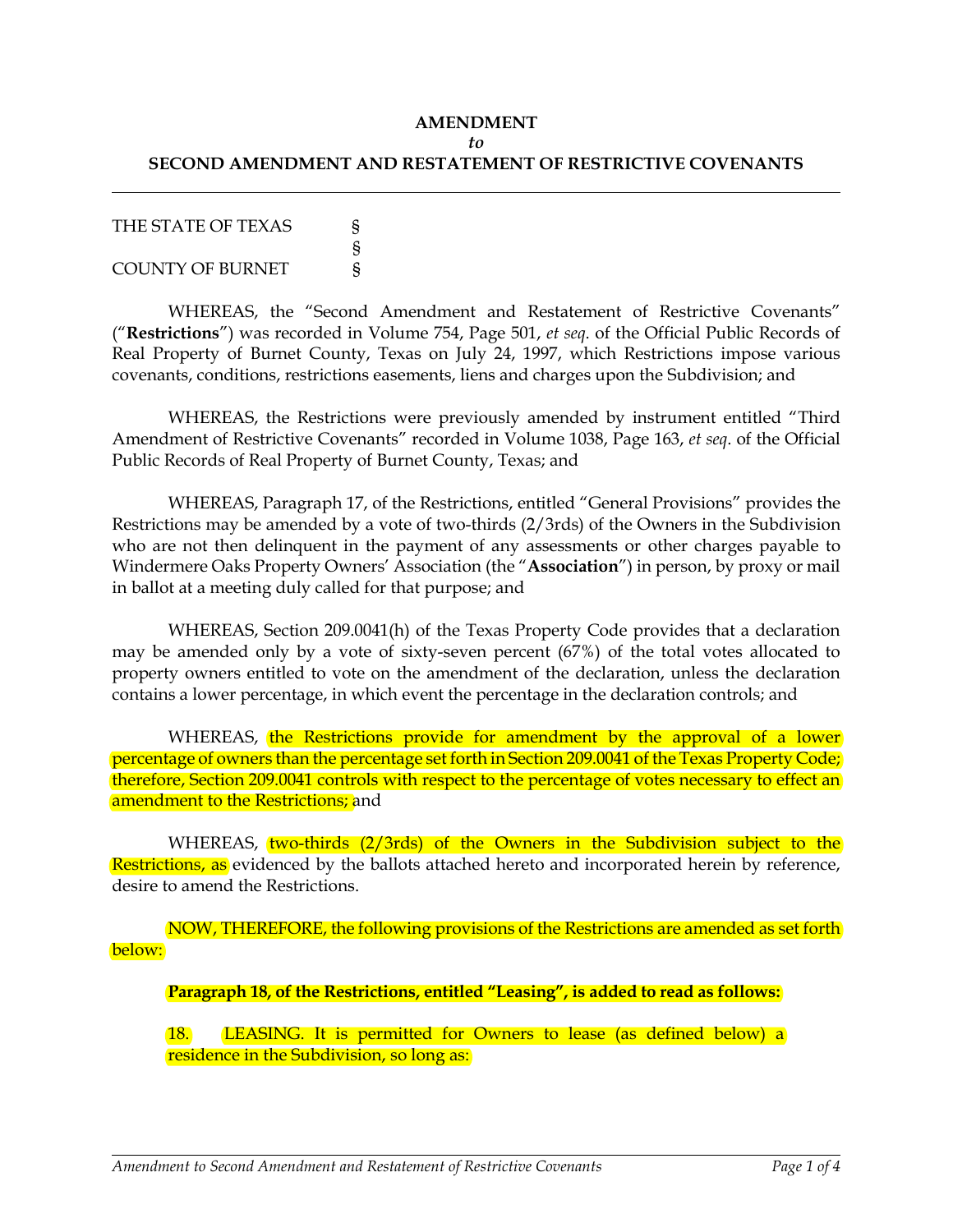**AMENDMENT**

***to***

**SECOND AMENDMENT AND RESTATEMENT OF RESTRICTIVE COVENANTS**

---

THE STATE OF TEXAS §
§
COUNTY OF BURNET §

WHEREAS, the "Second Amendment and Restatement of Restrictive Covenants" ("**Restrictions**") was recorded in Volume 754, Page 501, *et seq*. of the Official Public Records of Real Property of Burnet County, Texas on July 24, 1997, which Restrictions impose various covenants, conditions, restrictions easements, liens and charges upon the Subdivision; and

WHEREAS, the Restrictions were previously amended by instrument entitled "Third Amendment of Restrictive Covenants" recorded in Volume 1038, Page 163, *et seq*. of the Official Public Records of Real Property of Burnet County, Texas; and

WHEREAS, Paragraph 17, of the Restrictions, entitled "General Provisions" provides the Restrictions may be amended by a vote of two-thirds (2/3rds) of the Owners in the Subdivision who are not then delinquent in the payment of any assessments or other charges payable to Windermere Oaks Property Owners' Association (the "**Association**") in person, by proxy or mail in ballot at a meeting duly called for that purpose; and

WHEREAS, Section 209.0041(h) of the Texas Property Code provides that a declaration may be amended only by a vote of sixty-seven percent (67%) of the total votes allocated to property owners entitled to vote on the amendment of the declaration, unless the declaration contains a lower percentage, in which event the percentage in the declaration controls; and

WHEREAS, the Restrictions provide for amendment by the approval of a lower percentage of owners than the percentage set forth in Section 209.0041 of the Texas Property Code; therefore, Section 209.0041 controls with respect to the percentage of votes necessary to effect an amendment to the Restrictions; and

WHEREAS, two-thirds (2/3rds) of the Owners in the Subdivision subject to the Restrictions, as evidenced by the ballots attached hereto and incorporated herein by reference, desire to amend the Restrictions.

NOW, THEREFORE, the following provisions of the Restrictions are amended as set forth below:

**Paragraph 18, of the Restrictions, entitled "Leasing", is added to read as follows:**

18. LEASING. It is permitted for Owners to lease (as defined below) a residence in the Subdivision, so long as: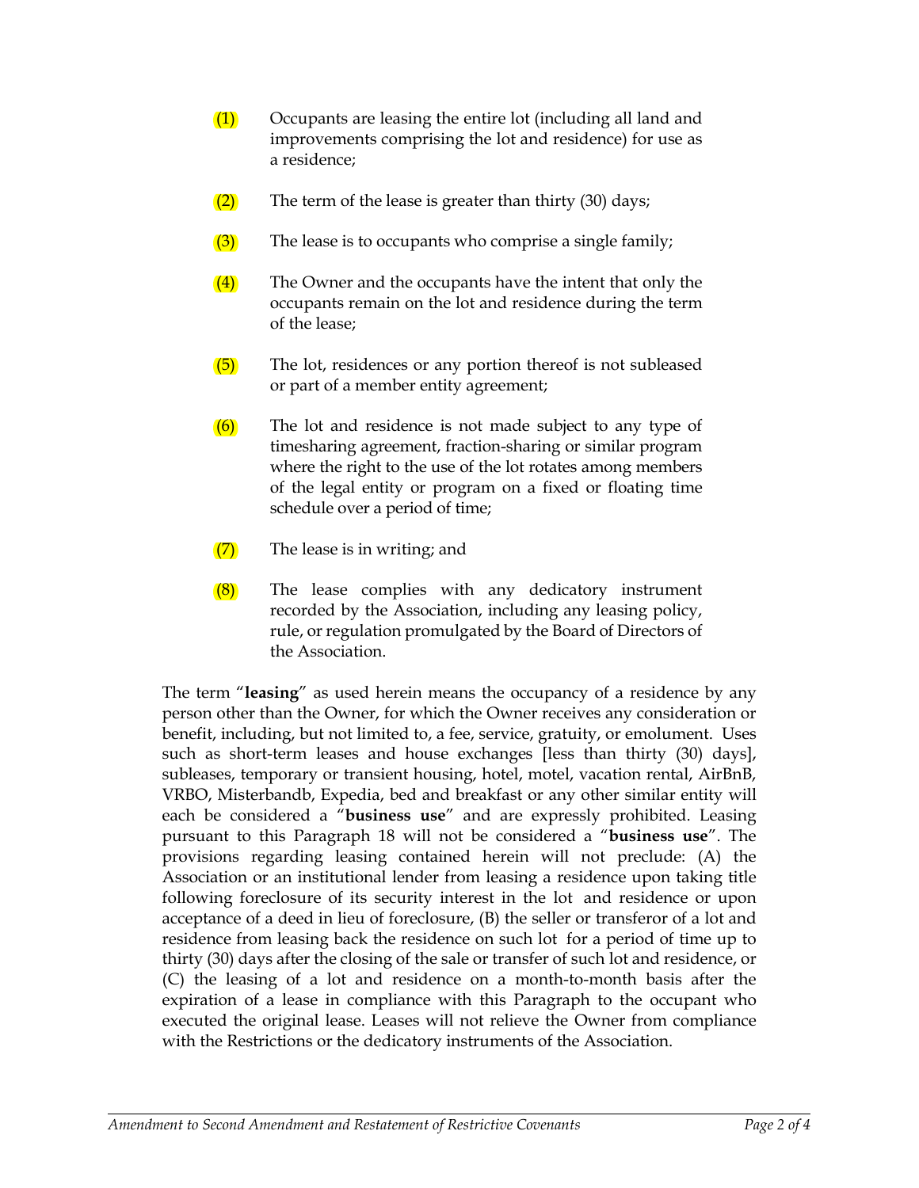(1) Occupants are leasing the entire lot (including all land and improvements comprising the lot and residence) for use as a residence;

(2) The term of the lease is greater than thirty (30) days;

(3) The lease is to occupants who comprise a single family;

(4) The Owner and the occupants have the intent that only the occupants remain on the lot and residence during the term of the lease;

(5) The lot, residences or any portion thereof is not subleased or part of a member entity agreement;

(6) The lot and residence is not made subject to any type of timesharing agreement, fraction-sharing or similar program where the right to the use of the lot rotates among members of the legal entity or program on a fixed or floating time schedule over a period of time;

(7) The lease is in writing; and

(8) The lease complies with any dedicatory instrument recorded by the Association, including any leasing policy, rule, or regulation promulgated by the Board of Directors of the Association.

The term "**leasing**" as used herein means the occupancy of a residence by any person other than the Owner, for which the Owner receives any consideration or benefit, including, but not limited to, a fee, service, gratuity, or emolument. Uses such as short-term leases and house exchanges [less than thirty (30) days], subleases, temporary or transient housing, hotel, motel, vacation rental, AirBnB, VRBO, Misterbandb, Expedia, bed and breakfast or any other similar entity will each be considered a "**business use**" and are expressly prohibited. Leasing pursuant to this Paragraph 18 will not be considered a "**business use**". The provisions regarding leasing contained herein will not preclude: (A) the Association or an institutional lender from leasing a residence upon taking title following foreclosure of its security interest in the lot and residence or upon acceptance of a deed in lieu of foreclosure, (B) the seller or transferor of a lot and residence from leasing back the residence on such lot for a period of time up to thirty (30) days after the closing of the sale or transfer of such lot and residence, or (C) the leasing of a lot and residence on a month-to-month basis after the expiration of a lease in compliance with this Paragraph to the occupant who executed the original lease. Leases will not relieve the Owner from compliance with the Restrictions or the dedicatory instruments of the Association.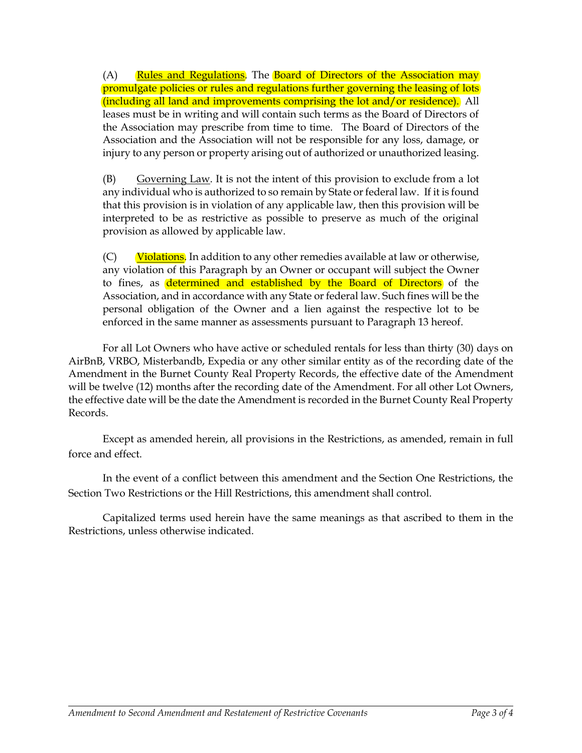(A) <u>Rules and Regulations</u>. The Board of Directors of the Association may promulgate policies or rules and regulations further governing the leasing of lots (including all land and improvements comprising the lot and/or residence). All leases must be in writing and will contain such terms as the Board of Directors of the Association may prescribe from time to time. The Board of Directors of the Association and the Association will not be responsible for any loss, damage, or injury to any person or property arising out of authorized or unauthorized leasing.

(B) <u>Governing Law</u>. It is not the intent of this provision to exclude from a lot any individual who is authorized to so remain by State or federal law. If it is found that this provision is in violation of any applicable law, then this provision will be interpreted to be as restrictive as possible to preserve as much of the original provision as allowed by applicable law.

(C) <u>Violations</u>. In addition to any other remedies available at law or otherwise, any violation of this Paragraph by an Owner or occupant will subject the Owner to fines, as determined and established by the Board of Directors of the Association, and in accordance with any State or federal law. Such fines will be the personal obligation of the Owner and a lien against the respective lot to be enforced in the same manner as assessments pursuant to Paragraph 13 hereof.

For all Lot Owners who have active or scheduled rentals for less than thirty (30) days on AirBnB, VRBO, Misterbandb, Expedia or any other similar entity as of the recording date of the Amendment in the Burnet County Real Property Records, the effective date of the Amendment will be twelve (12) months after the recording date of the Amendment. For all other Lot Owners, the effective date will be the date the Amendment is recorded in the Burnet County Real Property Records.

Except as amended herein, all provisions in the Restrictions, as amended, remain in full force and effect.

In the event of a conflict between this amendment and the Section One Restrictions, the Section Two Restrictions or the Hill Restrictions, this amendment shall control.

Capitalized terms used herein have the same meanings as that ascribed to them in the Restrictions, unless otherwise indicated.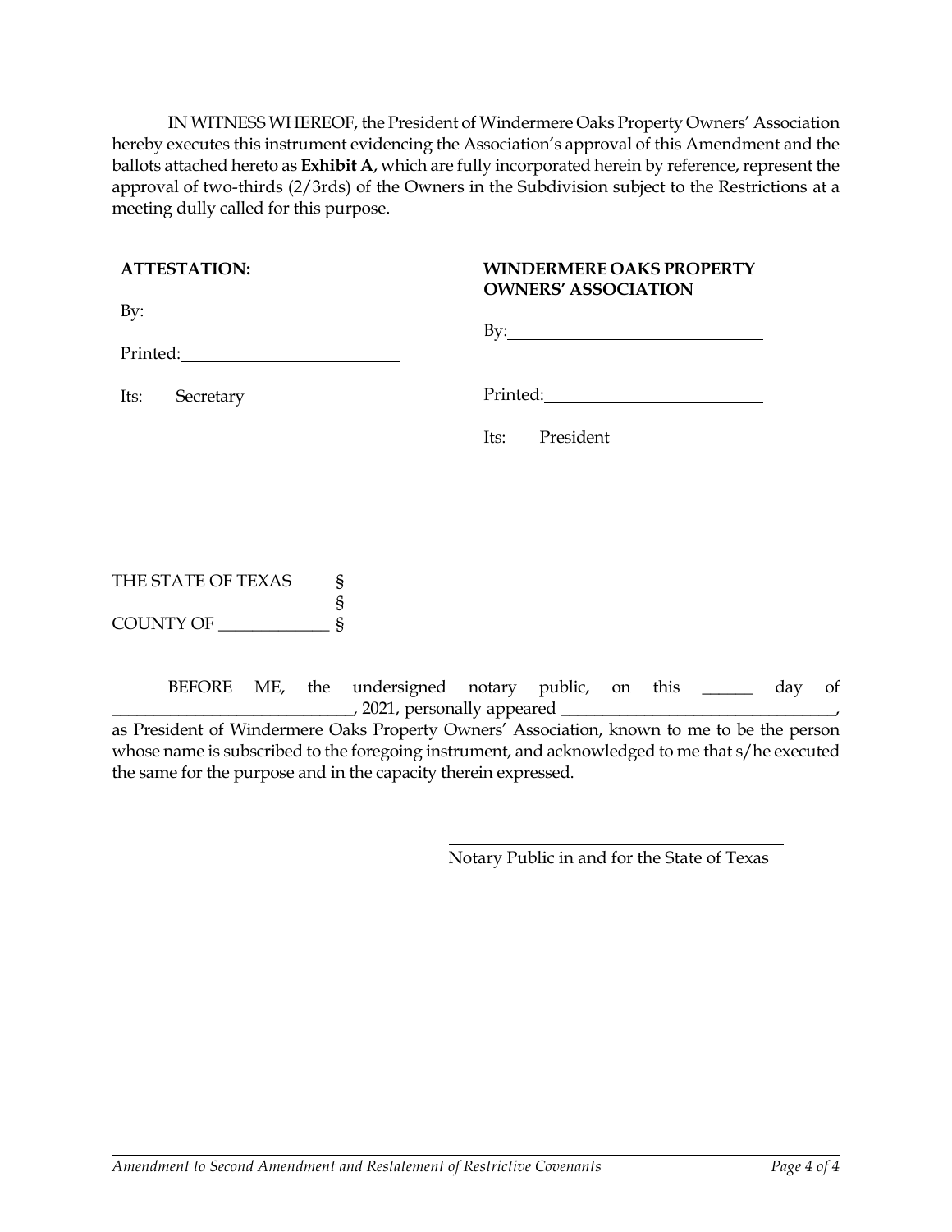IN WITNESS WHEREOF, the President of Windermere Oaks Property Owners' Association hereby executes this instrument evidencing the Association's approval of this Amendment and the ballots attached hereto as **Exhibit A**, which are fully incorporated herein by reference, represent the approval of two-thirds (2/3rds) of the Owners in the Subdivision subject to the Restrictions at a meeting dully called for this purpose.

**ATTESTATION:**

By:______________________________

Printed:__________________________

Its: Secretary

**WINDERMERE OAKS PROPERTY OWNERS' ASSOCIATION**

By:______________________________

Printed:__________________________

Its: President

THE STATE OF TEXAS §
§
COUNTY OF _____________ §

BEFORE ME, the undersigned notary public, on this ______ day of ____________________________, 2021, personally appeared _________________________________, as President of Windermere Oaks Property Owners' Association, known to me to be the person whose name is subscribed to the foregoing instrument, and acknowledged to me that s/he executed the same for the purpose and in the capacity therein expressed.

_________________________________________
Notary Public in and for the State of Texas